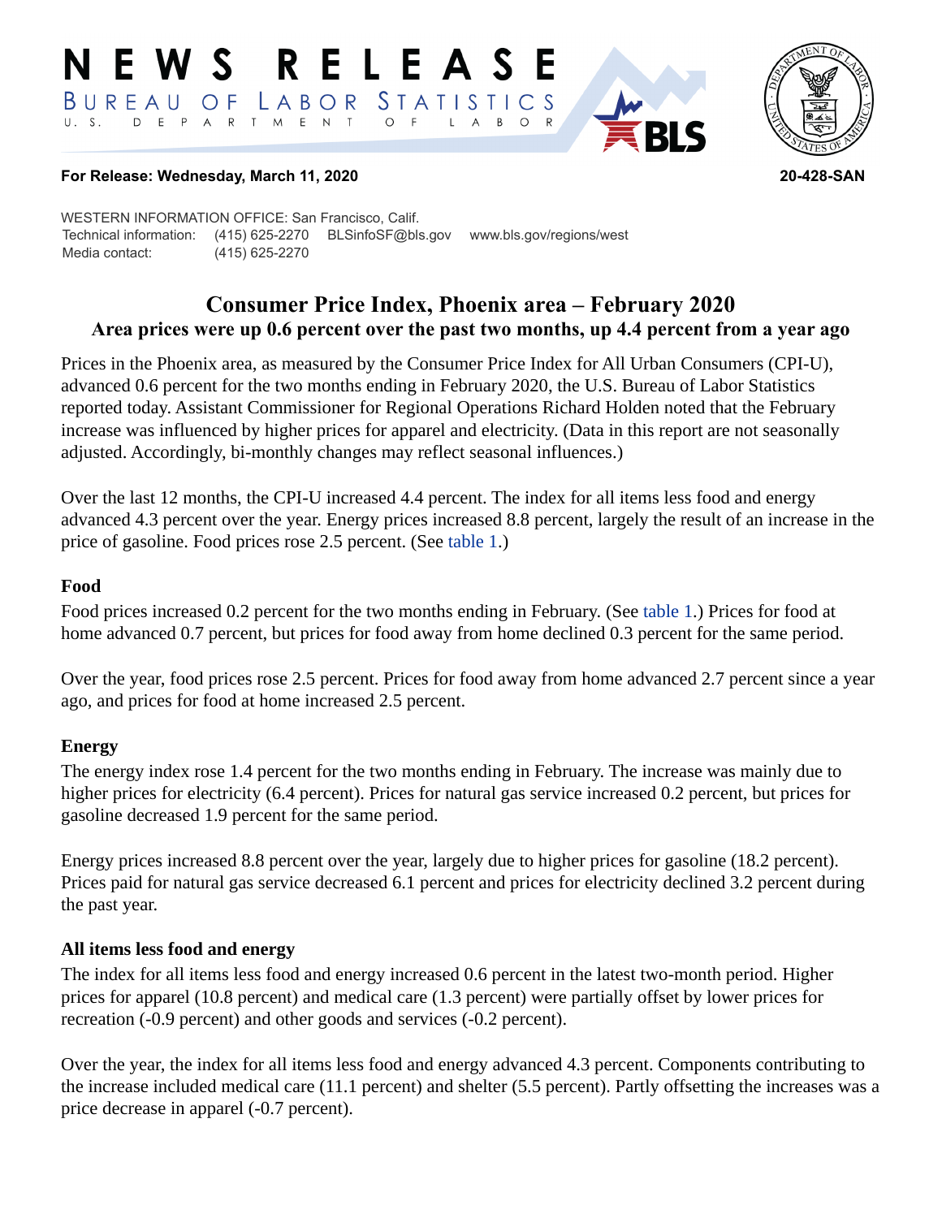# NEWS RELEASE

BUREAU OF LABOR STATISTICS

U. S. DEPARTMENT OF LABOR

**For Release: Wednesday, March 11, 2020** **20-428-SAN**

WESTERN INFORMATION OFFICE: San Francisco, Calif.
Technical information: (415) 625-2270 BLSinfoSF@bls.gov www.bls.gov/regions/west
Media contact: (415) 625-2270

## Consumer Price Index, Phoenix area – February 2020

### Area prices were up 0.6 percent over the past two months, up 4.4 percent from a year ago

Prices in the Phoenix area, as measured by the Consumer Price Index for All Urban Consumers (CPI-U), advanced 0.6 percent for the two months ending in February 2020, the U.S. Bureau of Labor Statistics reported today. Assistant Commissioner for Regional Operations Richard Holden noted that the February increase was influenced by higher prices for apparel and electricity. (Data in this report are not seasonally adjusted. Accordingly, bi-monthly changes may reflect seasonal influences.)

Over the last 12 months, the CPI-U increased 4.4 percent. The index for all items less food and energy advanced 4.3 percent over the year. Energy prices increased 8.8 percent, largely the result of an increase in the price of gasoline. Food prices rose 2.5 percent. (See table 1.)

### Food

Food prices increased 0.2 percent for the two months ending in February. (See table 1.) Prices for food at home advanced 0.7 percent, but prices for food away from home declined 0.3 percent for the same period.

Over the year, food prices rose 2.5 percent. Prices for food away from home advanced 2.7 percent since a year ago, and prices for food at home increased 2.5 percent.

### Energy

The energy index rose 1.4 percent for the two months ending in February. The increase was mainly due to higher prices for electricity (6.4 percent). Prices for natural gas service increased 0.2 percent, but prices for gasoline decreased 1.9 percent for the same period.

Energy prices increased 8.8 percent over the year, largely due to higher prices for gasoline (18.2 percent). Prices paid for natural gas service decreased 6.1 percent and prices for electricity declined 3.2 percent during the past year.

### All items less food and energy

The index for all items less food and energy increased 0.6 percent in the latest two-month period. Higher prices for apparel (10.8 percent) and medical care (1.3 percent) were partially offset by lower prices for recreation (-0.9 percent) and other goods and services (-0.2 percent).

Over the year, the index for all items less food and energy advanced 4.3 percent. Components contributing to the increase included medical care (11.1 percent) and shelter (5.5 percent). Partly offsetting the increases was a price decrease in apparel (-0.7 percent).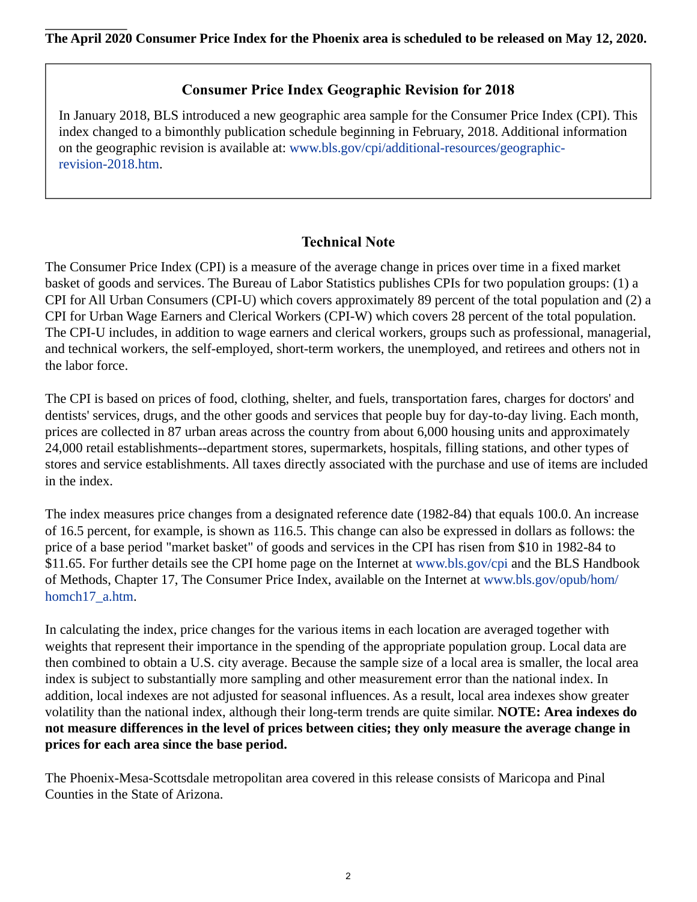**The April 2020 Consumer Price Index for the Phoenix area is scheduled to be released on May 12, 2020.**

### Consumer Price Index Geographic Revision for 2018

In January 2018, BLS introduced a new geographic area sample for the Consumer Price Index (CPI). This index changed to a bimonthly publication schedule beginning in February, 2018. Additional information on the geographic revision is available at: www.bls.gov/cpi/additional-resources/geographic-revision-2018.htm.

## Technical Note

The Consumer Price Index (CPI) is a measure of the average change in prices over time in a fixed market basket of goods and services. The Bureau of Labor Statistics publishes CPIs for two population groups: (1) a CPI for All Urban Consumers (CPI-U) which covers approximately 89 percent of the total population and (2) a CPI for Urban Wage Earners and Clerical Workers (CPI-W) which covers 28 percent of the total population. The CPI-U includes, in addition to wage earners and clerical workers, groups such as professional, managerial, and technical workers, the self-employed, short-term workers, the unemployed, and retirees and others not in the labor force.

The CPI is based on prices of food, clothing, shelter, and fuels, transportation fares, charges for doctors' and dentists' services, drugs, and the other goods and services that people buy for day-to-day living. Each month, prices are collected in 87 urban areas across the country from about 6,000 housing units and approximately 24,000 retail establishments--department stores, supermarkets, hospitals, filling stations, and other types of stores and service establishments. All taxes directly associated with the purchase and use of items are included in the index.

The index measures price changes from a designated reference date (1982-84) that equals 100.0. An increase of 16.5 percent, for example, is shown as 116.5. This change can also be expressed in dollars as follows: the price of a base period "market basket" of goods and services in the CPI has risen from $10 in 1982-84 to $11.65. For further details see the CPI home page on the Internet at www.bls.gov/cpi and the BLS Handbook of Methods, Chapter 17, The Consumer Price Index, available on the Internet at www.bls.gov/opub/hom/homch17_a.htm.

In calculating the index, price changes for the various items in each location are averaged together with weights that represent their importance in the spending of the appropriate population group. Local data are then combined to obtain a U.S. city average. Because the sample size of a local area is smaller, the local area index is subject to substantially more sampling and other measurement error than the national index. In addition, local indexes are not adjusted for seasonal influences. As a result, local area indexes show greater volatility than the national index, although their long-term trends are quite similar. **NOTE: Area indexes do not measure differences in the level of prices between cities; they only measure the average change in prices for each area since the base period.**

The Phoenix-Mesa-Scottsdale metropolitan area covered in this release consists of Maricopa and Pinal Counties in the State of Arizona.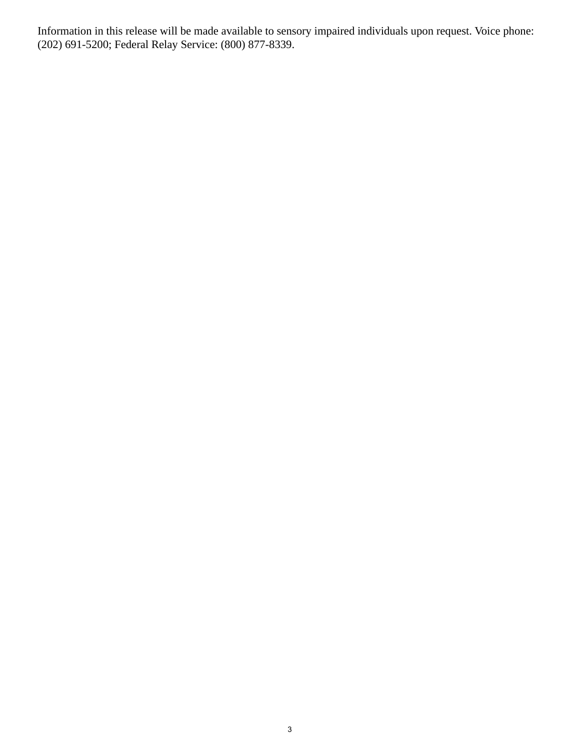Information in this release will be made available to sensory impaired individuals upon request. Voice phone: (202) 691-5200; Federal Relay Service: (800) 877-8339.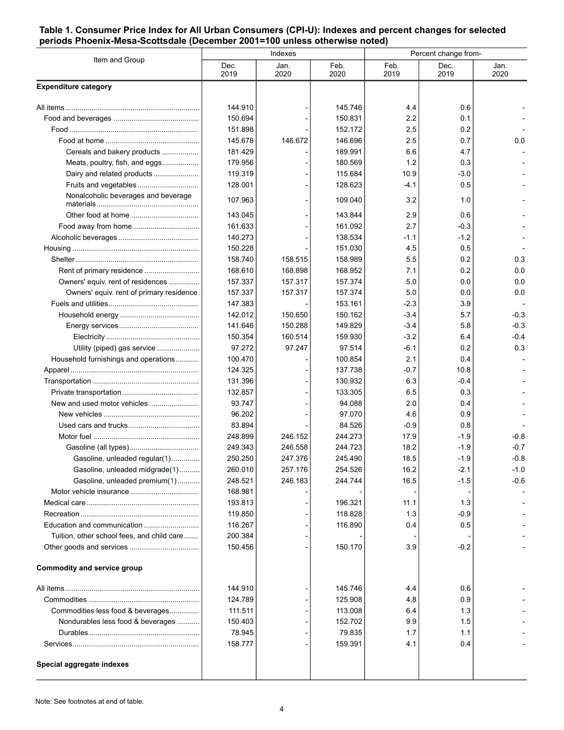**Table 1. Consumer Price Index for All Urban Consumers (CPI-U): Indexes and percent changes for selected periods Phoenix-Mesa-Scottsdale (December 2001=100 unless otherwise noted)**

| Item and Group | Indexes | | | Percent change from- | | |
|---|---|---|---|---|---|---|
| | Dec. 2019 | Jan. 2020 | Feb. 2020 | Feb. 2019 | Dec. 2019 | Jan. 2020 |
| **Expenditure category** | | | | | | |
| All items | 144.910 | - | 145.746 | 4.4 | 0.6 | - |
| Food and beverages | 150.694 | - | 150.831 | 2.2 | 0.1 | - |
| Food | 151.898 | - | 152.172 | 2.5 | 0.2 | - |
| Food at home | 145.678 | 146.672 | 146.696 | 2.5 | 0.7 | 0.0 |
| Cereals and bakery products | 181.429 | - | 189.991 | 6.6 | 4.7 | - |
| Meats, poultry, fish, and eggs | 179.956 | - | 180.569 | 1.2 | 0.3 | - |
| Dairy and related products | 119.319 | - | 115.684 | 10.9 | -3.0 | - |
| Fruits and vegetables | 128.001 | - | 128.623 | -4.1 | 0.5 | - |
| Nonalcoholic beverages and beverage materials | 107.963 | - | 109.040 | 3.2 | 1.0 | - |
| Other food at home | 143.045 | - | 143.844 | 2.9 | 0.6 | - |
| Food away from home | 161.633 | - | 161.092 | 2.7 | -0.3 | - |
| Alcoholic beverages | 140.273 | - | 138.534 | -1.1 | -1.2 | - |
| Housing | 150.228 | - | 151.030 | 4.5 | 0.5 | - |
| Shelter | 158.740 | 158.515 | 158.989 | 5.5 | 0.2 | 0.3 |
| Rent of primary residence | 168.610 | 168.898 | 168.952 | 7.1 | 0.2 | 0.0 |
| Owners' equiv. rent of residences | 157.337 | 157.317 | 157.374 | 5.0 | 0.0 | 0.0 |
| Owners' equiv. rent of primary residence | 157.337 | 157.317 | 157.374 | 5.0 | 0.0 | 0.0 |
| Fuels and utilities | 147.383 | - | 153.161 | -2.3 | 3.9 | - |
| Household energy | 142.012 | 150.650 | 150.162 | -3.4 | 5.7 | -0.3 |
| Energy services | 141.646 | 150.288 | 149.829 | -3.4 | 5.8 | -0.3 |
| Electricity | 150.354 | 160.514 | 159.930 | -3.2 | 6.4 | -0.4 |
| Utility (piped) gas service | 97.272 | 97.247 | 97.514 | -6.1 | 0.2 | 0.3 |
| Household furnishings and operations | 100.470 | - | 100.854 | 2.1 | 0.4 | - |
| Apparel | 124.325 | - | 137.738 | -0.7 | 10.8 | - |
| Transportation | 131.396 | - | 130.932 | 6.3 | -0.4 | - |
| Private transportation | 132.857 | - | 133.305 | 6.5 | 0.3 | - |
| New and used motor vehicles | 93.747 | - | 94.088 | 2.0 | 0.4 | - |
| New vehicles | 96.202 | - | 97.070 | 4.6 | 0.9 | - |
| Used cars and trucks | 83.894 | - | 84.526 | -0.9 | 0.8 | - |
| Motor fuel | 248.899 | 246.152 | 244.273 | 17.9 | -1.9 | -0.8 |
| Gasoline (all types) | 249.343 | 246.558 | 244.723 | 18.2 | -1.9 | -0.7 |
| Gasoline, unleaded regular(1) | 250.250 | 247.376 | 245.490 | 18.5 | -1.9 | -0.8 |
| Gasoline, unleaded midgrade(1) | 260.010 | 257.176 | 254.526 | 16.2 | -2.1 | -1.0 |
| Gasoline, unleaded premium(1) | 248.521 | 246.183 | 244.744 | 16.5 | -1.5 | -0.6 |
| Motor vehicle insurance | 168.981 | - | - | - | - | - |
| Medical care | 193.813 | - | 196.321 | 11.1 | 1.3 | - |
| Recreation | 119.850 | - | 118.828 | 1.3 | -0.9 | - |
| Education and communication | 116.267 | - | 116.890 | 0.4 | 0.5 | - |
| Tuition, other school fees, and child care | 200.384 | - | - | - | - | - |
| Other goods and services | 150.456 | - | 150.170 | 3.9 | -0.2 | - |
| **Commodity and service group** | | | | | | |
| All items | 144.910 | - | 145.746 | 4.4 | 0.6 | - |
| Commodities | 124.789 | - | 125.908 | 4.8 | 0.9 | - |
| Commodities less food & beverages | 111.511 | - | 113.008 | 6.4 | 1.3 | - |
| Nondurables less food & beverages | 150.403 | - | 152.702 | 9.9 | 1.5 | - |
| Durables | 78.945 | - | 79.835 | 1.7 | 1.1 | - |
| Services | 158.777 | - | 159.391 | 4.1 | 0.4 | - |
| **Special aggregate indexes** | | | | | | |

Note: See footnotes at end of table.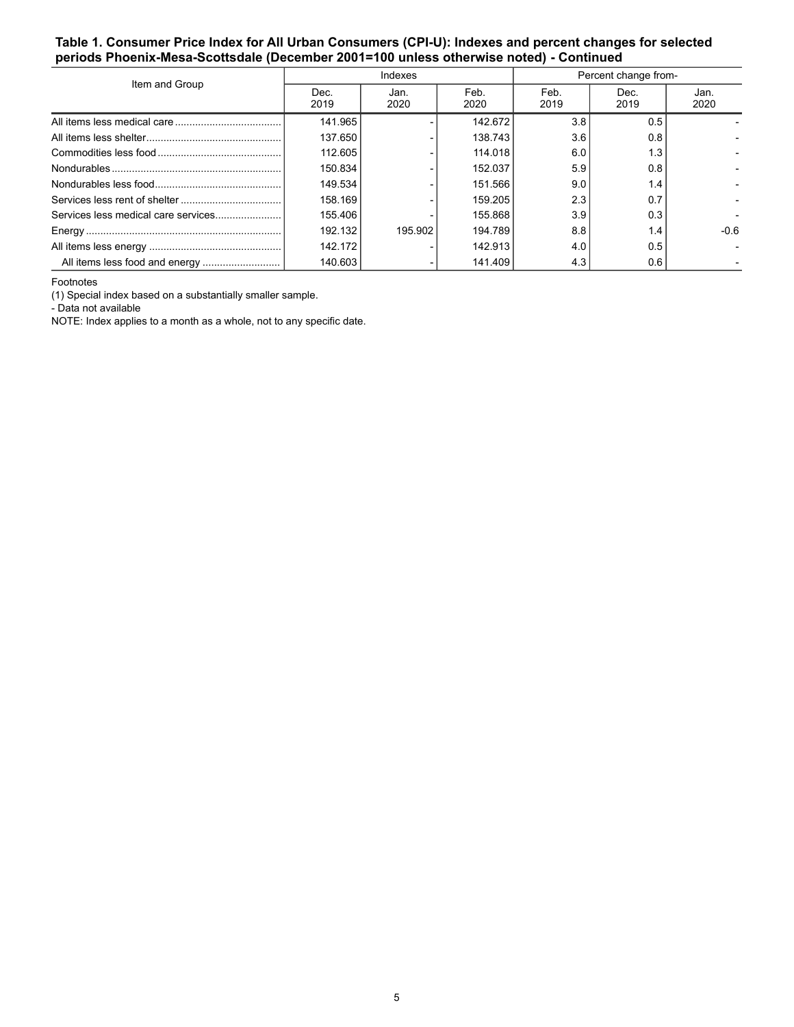**Table 1. Consumer Price Index for All Urban Consumers (CPI-U): Indexes and percent changes for selected periods Phoenix-Mesa-Scottsdale (December 2001=100 unless otherwise noted) - Continued**

| Item and Group | Indexes | | | Percent change from- | | |
|---|---|---|---|---|---|---|
| | Dec. 2019 | Jan. 2020 | Feb. 2020 | Feb. 2019 | Dec. 2019 | Jan. 2020 |
| All items less medical care | 141.965 | - | 142.672 | 3.8 | 0.5 | - |
| All items less shelter | 137.650 | - | 138.743 | 3.6 | 0.8 | - |
| Commodities less food | 112.605 | - | 114.018 | 6.0 | 1.3 | - |
| Nondurables | 150.834 | - | 152.037 | 5.9 | 0.8 | - |
| Nondurables less food | 149.534 | - | 151.566 | 9.0 | 1.4 | - |
| Services less rent of shelter | 158.169 | - | 159.205 | 2.3 | 0.7 | - |
| Services less medical care services | 155.406 | - | 155.868 | 3.9 | 0.3 | - |
| Energy | 192.132 | 195.902 | 194.789 | 8.8 | 1.4 | -0.6 |
| All items less energy | 142.172 | - | 142.913 | 4.0 | 0.5 | - |
| All items less food and energy | 140.603 | - | 141.409 | 4.3 | 0.6 | - |

Footnotes

(1) Special index based on a substantially smaller sample.

- Data not available

NOTE: Index applies to a month as a whole, not to any specific date.